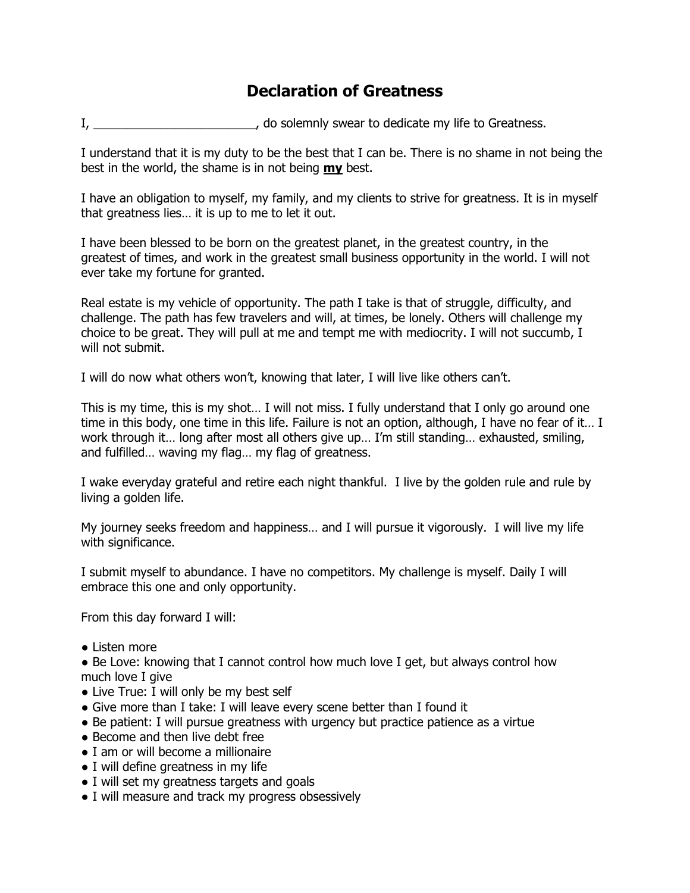# Declaration of Greatness

I, ________________________, do solemnly swear to dedicate my life to Greatness.

I understand that it is my duty to be the best that I can be. There is no shame in not being the best in the world, the shame is in not being **<u>my</u>** best.

I have an obligation to myself, my family, and my clients to strive for greatness. It is in myself that greatness lies… it is up to me to let it out.

I have been blessed to be born on the greatest planet, in the greatest country, in the greatest of times, and work in the greatest small business opportunity in the world. I will not ever take my fortune for granted.

Real estate is my vehicle of opportunity. The path I take is that of struggle, difficulty, and challenge. The path has few travelers and will, at times, be lonely. Others will challenge my choice to be great. They will pull at me and tempt me with mediocrity. I will not succumb, I will not submit.

I will do now what others won't, knowing that later, I will live like others can't.

This is my time, this is my shot… I will not miss. I fully understand that I only go around one time in this body, one time in this life. Failure is not an option, although, I have no fear of it… I work through it… long after most all others give up… I'm still standing… exhausted, smiling, and fulfilled… waving my flag… my flag of greatness.

I wake everyday grateful and retire each night thankful. I live by the golden rule and rule by living a golden life.

My journey seeks freedom and happiness… and I will pursue it vigorously. I will live my life with significance.

I submit myself to abundance. I have no competitors. My challenge is myself. Daily I will embrace this one and only opportunity.

From this day forward I will:

- Listen more
- Be Love: knowing that I cannot control how much love I get, but always control how much love I give
- Live True: I will only be my best self
- Give more than I take: I will leave every scene better than I found it
- Be patient: I will pursue greatness with urgency but practice patience as a virtue
- Become and then live debt free
- I am or will become a millionaire
- I will define greatness in my life
- I will set my greatness targets and goals
- I will measure and track my progress obsessively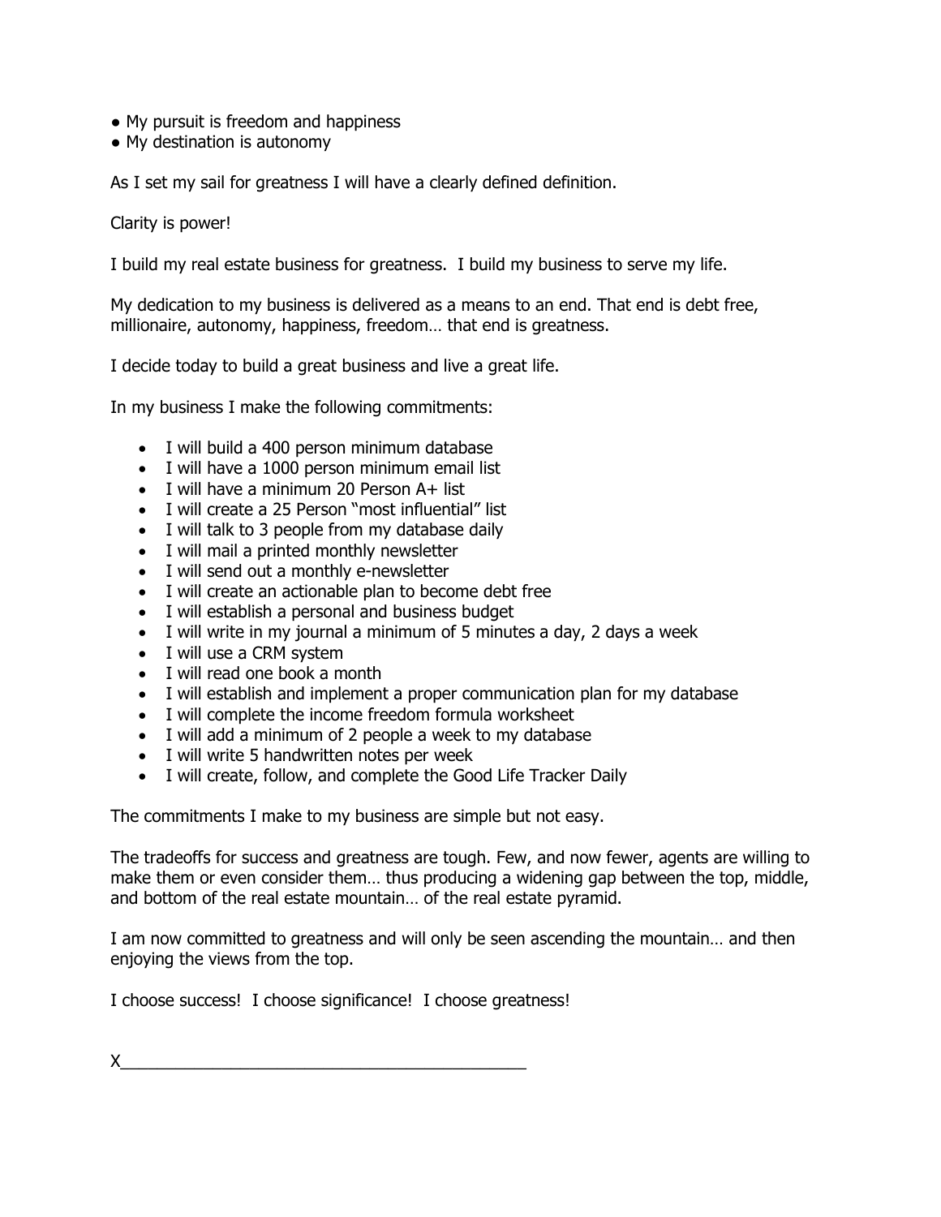- My pursuit is freedom and happiness
- My destination is autonomy

As I set my sail for greatness I will have a clearly defined definition.

Clarity is power!

I build my real estate business for greatness. I build my business to serve my life.

My dedication to my business is delivered as a means to an end. That end is debt free, millionaire, autonomy, happiness, freedom… that end is greatness.

I decide today to build a great business and live a great life.

In my business I make the following commitments:

- I will build a 400 person minimum database
- I will have a 1000 person minimum email list
- I will have a minimum 20 Person A+ list
- I will create a 25 Person "most influential" list
- I will talk to 3 people from my database daily
- I will mail a printed monthly newsletter
- I will send out a monthly e-newsletter
- I will create an actionable plan to become debt free
- I will establish a personal and business budget
- I will write in my journal a minimum of 5 minutes a day, 2 days a week
- I will use a CRM system
- I will read one book a month
- I will establish and implement a proper communication plan for my database
- I will complete the income freedom formula worksheet
- I will add a minimum of 2 people a week to my database
- I will write 5 handwritten notes per week
- I will create, follow, and complete the Good Life Tracker Daily

The commitments I make to my business are simple but not easy.

The tradeoffs for success and greatness are tough. Few, and now fewer, agents are willing to make them or even consider them… thus producing a widening gap between the top, middle, and bottom of the real estate mountain… of the real estate pyramid.

I am now committed to greatness and will only be seen ascending the mountain… and then enjoying the views from the top.

I choose success! I choose significance! I choose greatness!

X_____________________________________________